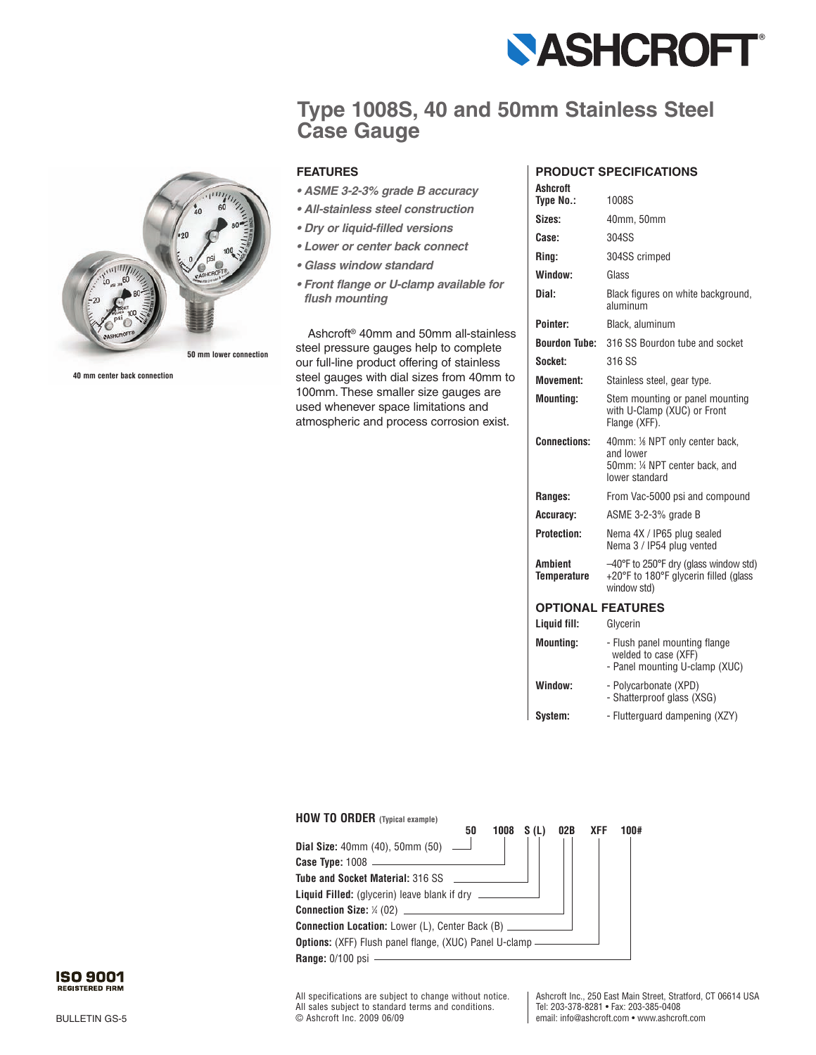# Type 1008S, 40 and 50mm Stainless Steel Case Gauge

50 mm lower connection

40 mm center back connection

## FEATURES

- ***ASME 3-2-3% grade B accuracy***
- ***All-stainless steel construction***
- ***Dry or liquid-filled versions***
- ***Lower or center back connect***
- ***Glass window standard***
- ***Front flange or U-clamp available for flush mounting***

Ashcroft® 40mm and 50mm all-stainless steel pressure gauges help to complete our full-line product offering of stainless steel gauges with dial sizes from 40mm to 100mm. These smaller size gauges are used whenever space limitations and atmospheric and process corrosion exist.

## PRODUCT SPECIFICATIONS

| | |
|---|---|
| **Ashcroft Type No.:** | 1008S |
| **Sizes:** | 40mm, 50mm |
| **Case:** | 304SS |
| **Ring:** | 304SS crimped |
| **Window:** | Glass |
| **Dial:** | Black figures on white background, aluminum |
| **Pointer:** | Black, aluminum |
| **Bourdon Tube:** | 316 SS Bourdon tube and socket |
| **Socket:** | 316 SS |
| **Movement:** | Stainless steel, gear type. |
| **Mounting:** | Stem mounting or panel mounting with U-Clamp (XUC) or Front Flange (XFF). |
| **Connections:** | 40mm: ⅛ NPT only center back, and lower<br>50mm: ¼ NPT center back, and lower standard |
| **Ranges:** | From Vac-5000 psi and compound |
| **Accuracy:** | ASME 3-2-3% grade B |
| **Protection:** | Nema 4X / IP65 plug sealed<br>Nema 3 / IP54 plug vented |
| **Ambient Temperature** | –40°F to 250°F dry (glass window std)<br>+20°F to 180°F glycerin filled (glass window std) |

## OPTIONAL FEATURES

| | |
|---|---|
| **Liquid fill:** | Glycerin |
| **Mounting:** | - Flush panel mounting flange welded to case (XFF)<br>- Panel mounting U-clamp (XUC) |
| **Window:** | - Polycarbonate (XPD)<br>- Shatterproof glass (XSG) |
| **System:** | - Flutterguard dampening (XZY) |

## HOW TO ORDER (Typical example)

**50 1008 S (L) 02B XFF 100#**

| Field | Example |
|---|---|
| **Dial Size:** 40mm (40), 50mm (50) | 50 |
| **Case Type:** 1008 | 1008 |
| **Tube and Socket Material:** 316 SS | S |
| **Liquid Filled:** (glycerin) leave blank if dry | (L) |
| **Connection Size:** ¼ (02) | 02 |
| **Connection Location:** Lower (L), Center Back (B) | B |
| **Options:** (XFF) Flush panel flange, (XUC) Panel U-clamp | XFF |
| **Range:** 0/100 psi | 100# |

ISO 9001 REGISTERED FIRM

BULLETIN GS-5

All specifications are subject to change without notice.
All sales subject to standard terms and conditions.
© Ashcroft Inc. 2009 06/09

Ashcroft Inc., 250 East Main Street, Stratford, CT 06614 USA
Tel: 203-378-8281 • Fax: 203-385-0408
email: info@ashcroft.com • www.ashcroft.com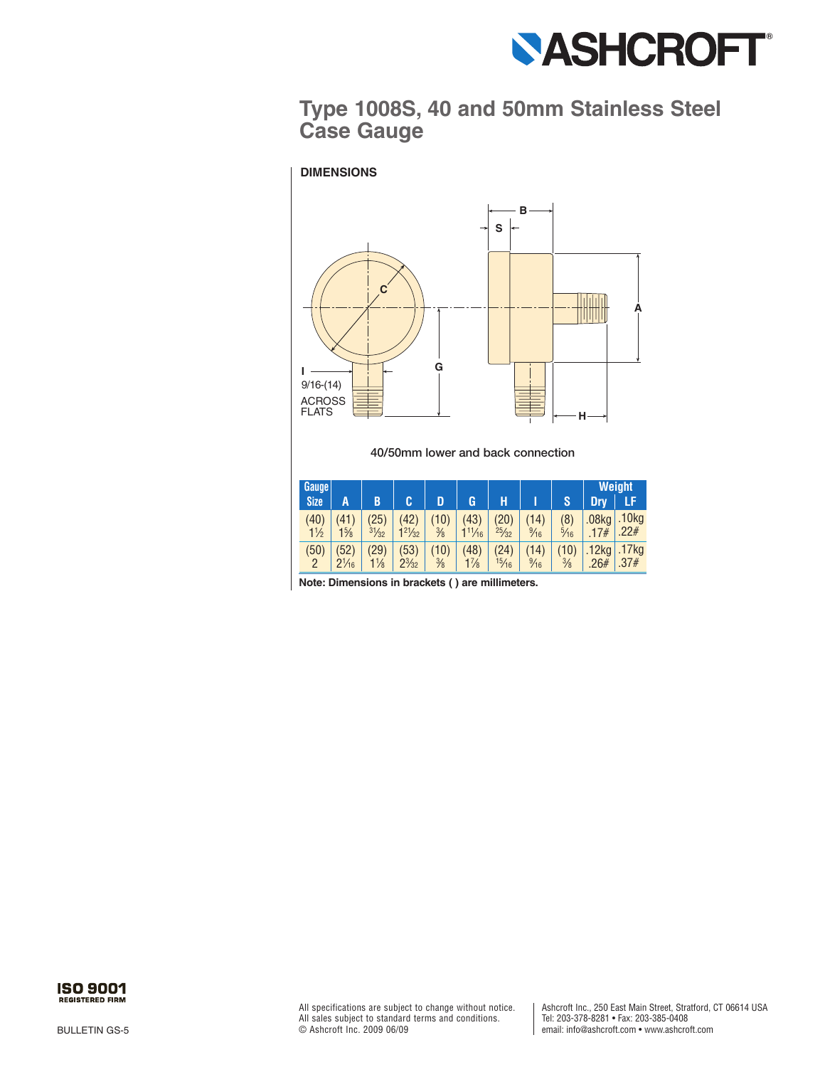ASHCROFT

# Type 1008S, 40 and 50mm Stainless Steel Case Gauge

## DIMENSIONS

B

S

C

A

G

I

9/16-(14)

ACROSS FLATS

H

40/50mm lower and back connection

| Gauge Size | A | B | C | D | G | H | I | S | Weight Dry | Weight LF |
|---|---|---|---|---|---|---|---|---|---|---|
| (40) 1½ | (41) 1⅝ | (25) 31⁄32 | (42) 1²¹⁄32 | (10) ⅜ | (43) 1¹¹⁄16 | (20) 25⁄32 | (14) 9⁄16 | (8) 5⁄16 | .08kg .17# | .10kg .22# |
| (50) 2 | (52) 2¹⁄16 | (29) 1⅛ | (53) 2³⁄32 | (10) ⅜ | (48) 1⅞ | (24) 15⁄16 | (14) 9⁄16 | (10) ⅜ | .12kg .26# | .17kg .37# |

**Note: Dimensions in brackets ( ) are millimeters.**

ISO 9001 REGISTERED FIRM

BULLETIN GS-5

All specifications are subject to change without notice.
All sales subject to standard terms and conditions.
© Ashcroft Inc. 2009 06/09

Ashcroft Inc., 250 East Main Street, Stratford, CT 06614 USA
Tel: 203-378-8281 • Fax: 203-385-0408
email: info@ashcroft.com • www.ashcroft.com